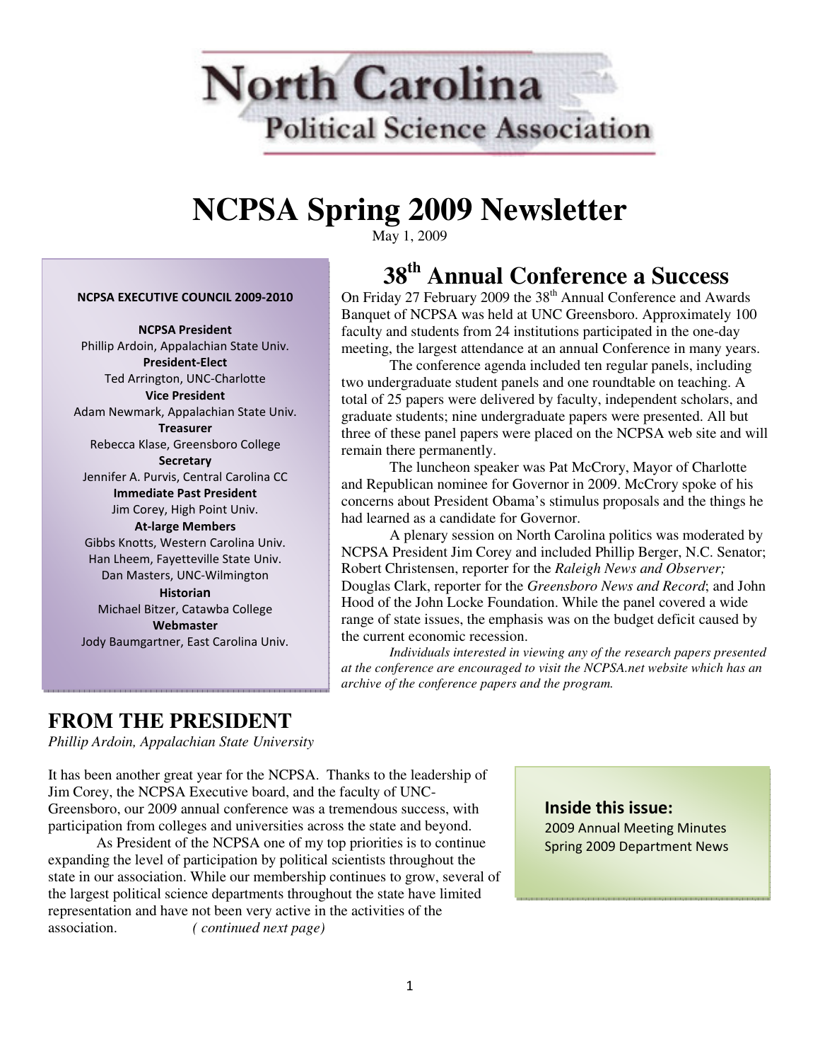# North Carolina Political Science Association

# NCPSA Spring 2009 Newsletter

May 1, 2009

**NCPSA EXECUTIVE COUNCIL 2009-2010**

**NCPSA President**
Phillip Ardoin, Appalachian State Univ.

**President-Elect**
Ted Arrington, UNC-Charlotte

**Vice President**
Adam Newmark, Appalachian State Univ.

**Treasurer**
Rebecca Klase, Greensboro College

**Secretary**
Jennifer A. Purvis, Central Carolina CC

**Immediate Past President**
Jim Corey, High Point Univ.

**At-large Members**
Gibbs Knotts, Western Carolina Univ.
Han Lheem, Fayetteville State Univ.
Dan Masters, UNC-Wilmington

**Historian**
Michael Bitzer, Catawba College

**Webmaster**
Jody Baumgartner, East Carolina Univ.

## 38th Annual Conference a Success

On Friday 27 February 2009 the 38th Annual Conference and Awards Banquet of NCPSA was held at UNC Greensboro. Approximately 100 faculty and students from 24 institutions participated in the one-day meeting, the largest attendance at an annual Conference in many years.

The conference agenda included ten regular panels, including two undergraduate student panels and one roundtable on teaching. A total of 25 papers were delivered by faculty, independent scholars, and graduate students; nine undergraduate papers were presented. All but three of these panel papers were placed on the NCPSA web site and will remain there permanently.

The luncheon speaker was Pat McCrory, Mayor of Charlotte and Republican nominee for Governor in 2009. McCrory spoke of his concerns about President Obama's stimulus proposals and the things he had learned as a candidate for Governor.

A plenary session on North Carolina politics was moderated by NCPSA President Jim Corey and included Phillip Berger, N.C. Senator; Robert Christensen, reporter for the *Raleigh News and Observer;* Douglas Clark, reporter for the *Greensboro News and Record*; and John Hood of the John Locke Foundation. While the panel covered a wide range of state issues, the emphasis was on the budget deficit caused by the current economic recession.

*Individuals interested in viewing any of the research papers presented at the conference are encouraged to visit the NCPSA.net website which has an archive of the conference papers and the program.*

## FROM THE PRESIDENT

*Phillip Ardoin, Appalachian State University*

It has been another great year for the NCPSA. Thanks to the leadership of Jim Corey, the NCPSA Executive board, and the faculty of UNC-Greensboro, our 2009 annual conference was a tremendous success, with participation from colleges and universities across the state and beyond.

As President of the NCPSA one of my top priorities is to continue expanding the level of participation by political scientists throughout the state in our association. While our membership continues to grow, several of the largest political science departments throughout the state have limited representation and have not been very active in the activities of the association. *( continued next page)*

**Inside this issue:**

2009 Annual Meeting Minutes
Spring 2009 Department News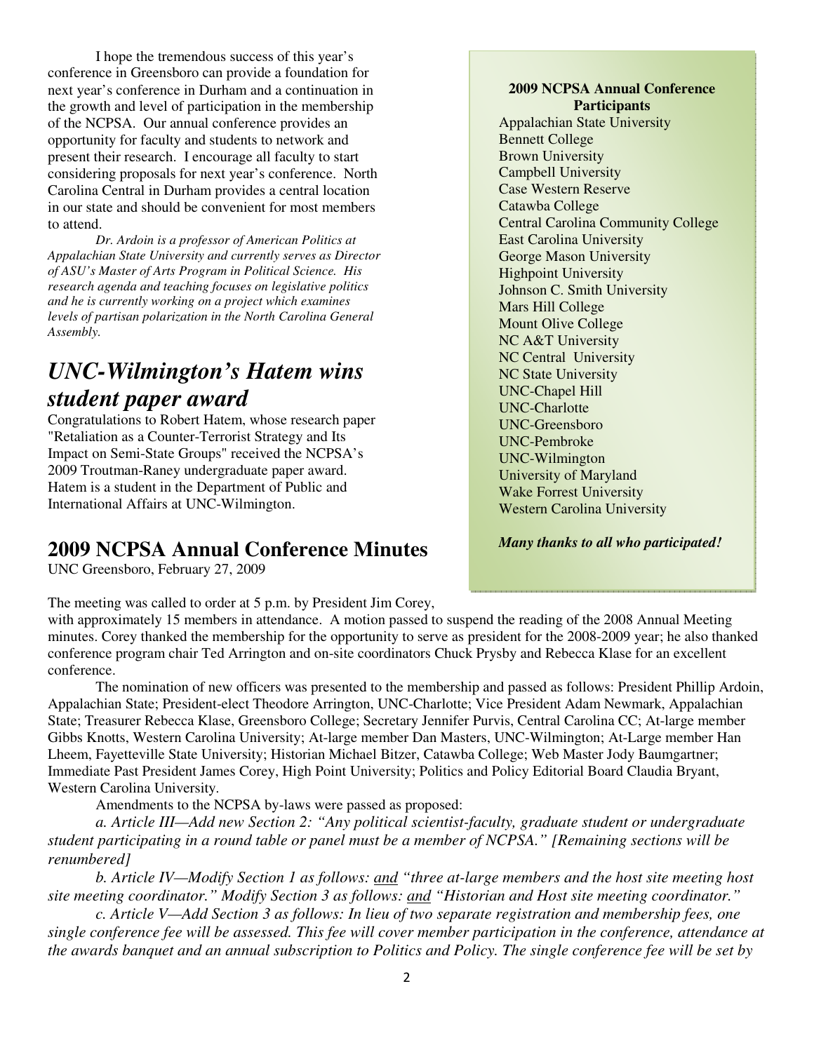I hope the tremendous success of this year's conference in Greensboro can provide a foundation for next year's conference in Durham and a continuation in the growth and level of participation in the membership of the NCPSA. Our annual conference provides an opportunity for faculty and students to network and present their research. I encourage all faculty to start considering proposals for next year's conference. North Carolina Central in Durham provides a central location in our state and should be convenient for most members to attend.

*Dr. Ardoin is a professor of American Politics at Appalachian State University and currently serves as Director of ASU's Master of Arts Program in Political Science. His research agenda and teaching focuses on legislative politics and he is currently working on a project which examines levels of partisan polarization in the North Carolina General Assembly.*

## *UNC-Wilmington's Hatem wins student paper award*

Congratulations to Robert Hatem, whose research paper "Retaliation as a Counter-Terrorist Strategy and Its Impact on Semi-State Groups" received the NCPSA's 2009 Troutman-Raney undergraduate paper award. Hatem is a student in the Department of Public and International Affairs at UNC-Wilmington.

**2009 NCPSA Annual Conference Participants**

Appalachian State University
Bennett College
Brown University
Campbell University
Case Western Reserve
Catawba College
Central Carolina Community College
East Carolina University
George Mason University
Highpoint University
Johnson C. Smith University
Mars Hill College
Mount Olive College
NC A&T University
NC Central University
NC State University
UNC-Chapel Hill
UNC-Charlotte
UNC-Greensboro
UNC-Pembroke
UNC-Wilmington
University of Maryland
Wake Forrest University
Western Carolina University

***Many thanks to all who participated!***

## 2009 NCPSA Annual Conference Minutes

UNC Greensboro, February 27, 2009

The meeting was called to order at 5 p.m. by President Jim Corey, with approximately 15 members in attendance. A motion passed to suspend the reading of the 2008 Annual Meeting minutes. Corey thanked the membership for the opportunity to serve as president for the 2008-2009 year; he also thanked conference program chair Ted Arrington and on-site coordinators Chuck Prysby and Rebecca Klase for an excellent conference.

The nomination of new officers was presented to the membership and passed as follows: President Phillip Ardoin, Appalachian State; President-elect Theodore Arrington, UNC-Charlotte; Vice President Adam Newmark, Appalachian State; Treasurer Rebecca Klase, Greensboro College; Secretary Jennifer Purvis, Central Carolina CC; At-large member Gibbs Knotts, Western Carolina University; At-large member Dan Masters, UNC-Wilmington; At-Large member Han Lheem, Fayetteville State University; Historian Michael Bitzer, Catawba College; Web Master Jody Baumgartner; Immediate Past President James Corey, High Point University; Politics and Policy Editorial Board Claudia Bryant, Western Carolina University.

Amendments to the NCPSA by-laws were passed as proposed:

*a. Article III—Add new Section 2: "Any political scientist-faculty, graduate student or undergraduate student participating in a round table or panel must be a member of NCPSA." [Remaining sections will be renumbered]*

*b. Article IV—Modify Section 1 as follows: and "three at-large members and the host site meeting host site meeting coordinator." Modify Section 3 as follows: and "Historian and Host site meeting coordinator."*

*c. Article V—Add Section 3 as follows: In lieu of two separate registration and membership fees, one single conference fee will be assessed. This fee will cover member participation in the conference, attendance at the awards banquet and an annual subscription to Politics and Policy. The single conference fee will be set by*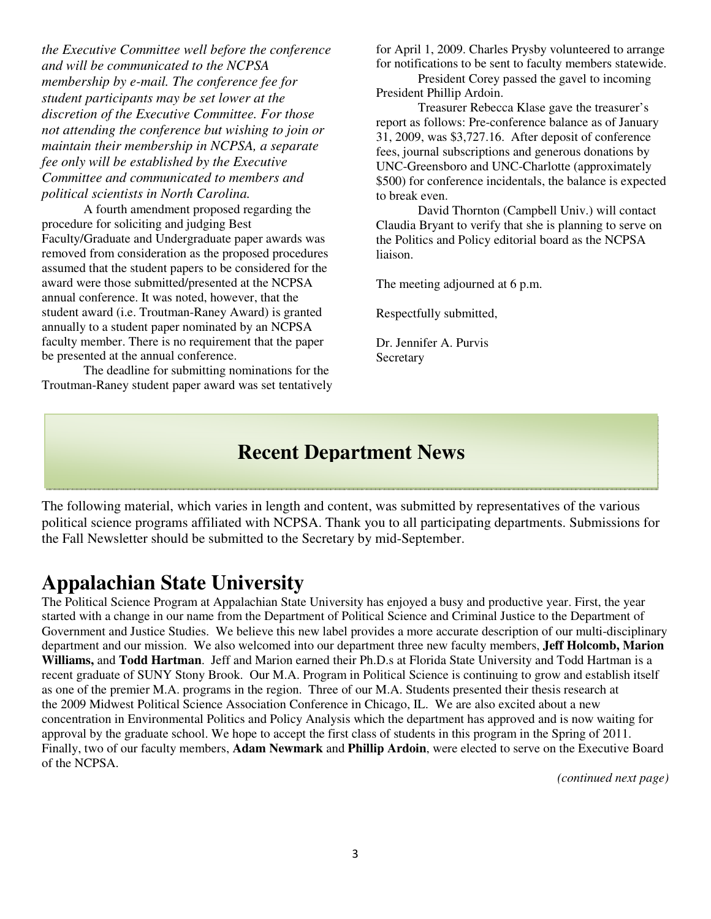*the Executive Committee well before the conference and will be communicated to the NCPSA membership by e-mail. The conference fee for student participants may be set lower at the discretion of the Executive Committee. For those not attending the conference but wishing to join or maintain their membership in NCPSA, a separate fee only will be established by the Executive Committee and communicated to members and political scientists in North Carolina.*

A fourth amendment proposed regarding the procedure for soliciting and judging Best Faculty/Graduate and Undergraduate paper awards was removed from consideration as the proposed procedures assumed that the student papers to be considered for the award were those submitted/presented at the NCPSA annual conference. It was noted, however, that the student award (i.e. Troutman-Raney Award) is granted annually to a student paper nominated by an NCPSA faculty member. There is no requirement that the paper be presented at the annual conference.

The deadline for submitting nominations for the Troutman-Raney student paper award was set tentatively for April 1, 2009. Charles Prysby volunteered to arrange for notifications to be sent to faculty members statewide.

President Corey passed the gavel to incoming President Phillip Ardoin.

Treasurer Rebecca Klase gave the treasurer's report as follows: Pre-conference balance as of January 31, 2009, was $3,727.16. After deposit of conference fees, journal subscriptions and generous donations by UNC-Greensboro and UNC-Charlotte (approximately $500) for conference incidentals, the balance is expected to break even.

David Thornton (Campbell Univ.) will contact Claudia Bryant to verify that she is planning to serve on the Politics and Policy editorial board as the NCPSA liaison.

The meeting adjourned at 6 p.m.

Respectfully submitted,

Dr. Jennifer A. Purvis
Secretary

## Recent Department News

The following material, which varies in length and content, was submitted by representatives of the various political science programs affiliated with NCPSA. Thank you to all participating departments. Submissions for the Fall Newsletter should be submitted to the Secretary by mid-September.

# Appalachian State University

The Political Science Program at Appalachian State University has enjoyed a busy and productive year. First, the year started with a change in our name from the Department of Political Science and Criminal Justice to the Department of Government and Justice Studies. We believe this new label provides a more accurate description of our multi-disciplinary department and our mission. We also welcomed into our department three new faculty members, **Jeff Holcomb, Marion Williams,** and **Todd Hartman**. Jeff and Marion earned their Ph.D.s at Florida State University and Todd Hartman is a recent graduate of SUNY Stony Brook. Our M.A. Program in Political Science is continuing to grow and establish itself as one of the premier M.A. programs in the region. Three of our M.A. Students presented their thesis research at the 2009 Midwest Political Science Association Conference in Chicago, IL. We are also excited about a new concentration in Environmental Politics and Policy Analysis which the department has approved and is now waiting for approval by the graduate school. We hope to accept the first class of students in this program in the Spring of 2011. Finally, two of our faculty members, **Adam Newmark** and **Phillip Ardoin**, were elected to serve on the Executive Board of the NCPSA.

*(continued next page)*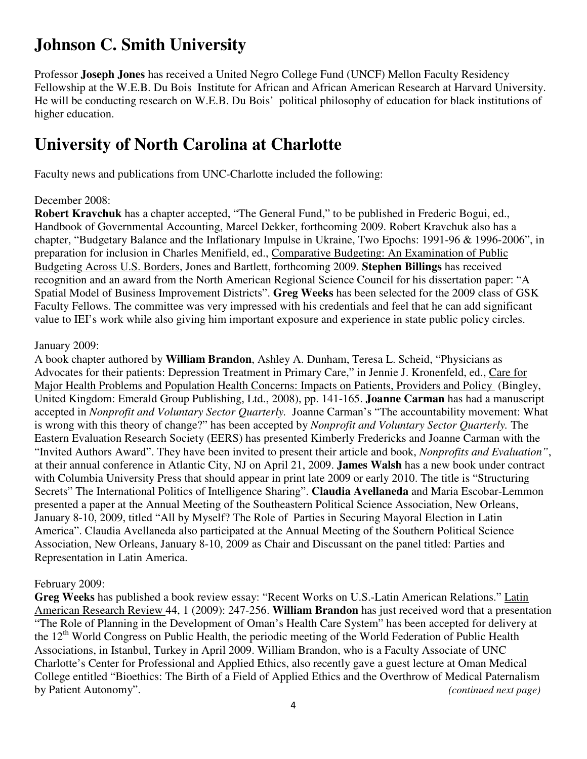# Johnson C. Smith University

Professor **Joseph Jones** has received a United Negro College Fund (UNCF) Mellon Faculty Residency Fellowship at the W.E.B. Du Bois Institute for African and African American Research at Harvard University. He will be conducting research on W.E.B. Du Bois' political philosophy of education for black institutions of higher education.

# University of North Carolina at Charlotte

Faculty news and publications from UNC-Charlotte included the following:

December 2008:

**Robert Kravchuk** has a chapter accepted, "The General Fund," to be published in Frederic Bogui, ed., Handbook of Governmental Accounting, Marcel Dekker, forthcoming 2009. Robert Kravchuk also has a chapter, "Budgetary Balance and the Inflationary Impulse in Ukraine, Two Epochs: 1991-96 & 1996-2006", in preparation for inclusion in Charles Menifield, ed., Comparative Budgeting: An Examination of Public Budgeting Across U.S. Borders, Jones and Bartlett, forthcoming 2009. **Stephen Billings** has received recognition and an award from the North American Regional Science Council for his dissertation paper: "A Spatial Model of Business Improvement Districts". **Greg Weeks** has been selected for the 2009 class of GSK Faculty Fellows. The committee was very impressed with his credentials and feel that he can add significant value to IEI's work while also giving him important exposure and experience in state public policy circles.

January 2009:

A book chapter authored by **William Brandon**, Ashley A. Dunham, Teresa L. Scheid, "Physicians as Advocates for their patients: Depression Treatment in Primary Care," in Jennie J. Kronenfeld, ed., Care for Major Health Problems and Population Health Concerns: Impacts on Patients, Providers and Policy (Bingley, United Kingdom: Emerald Group Publishing, Ltd., 2008), pp. 141-165. **Joanne Carman** has had a manuscript accepted in *Nonprofit and Voluntary Sector Quarterly.* Joanne Carman's "The accountability movement: What is wrong with this theory of change?" has been accepted by *Nonprofit and Voluntary Sector Quarterly.* The Eastern Evaluation Research Society (EERS) has presented Kimberly Fredericks and Joanne Carman with the "Invited Authors Award". They have been invited to present their article and book, *Nonprofits and Evaluation"*, at their annual conference in Atlantic City, NJ on April 21, 2009. **James Walsh** has a new book under contract with Columbia University Press that should appear in print late 2009 or early 2010. The title is "Structuring Secrets" The International Politics of Intelligence Sharing". **Claudia Avellaneda** and Maria Escobar-Lemmon presented a paper at the Annual Meeting of the Southeastern Political Science Association, New Orleans, January 8-10, 2009, titled "All by Myself? The Role of Parties in Securing Mayoral Election in Latin America". Claudia Avellaneda also participated at the Annual Meeting of the Southern Political Science Association, New Orleans, January 8-10, 2009 as Chair and Discussant on the panel titled: Parties and Representation in Latin America.

February 2009:

**Greg Weeks** has published a book review essay: "Recent Works on U.S.-Latin American Relations." Latin American Research Review 44, 1 (2009): 247-256. **William Brandon** has just received word that a presentation "The Role of Planning in the Development of Oman's Health Care System" has been accepted for delivery at the 12th World Congress on Public Health, the periodic meeting of the World Federation of Public Health Associations, in Istanbul, Turkey in April 2009. William Brandon, who is a Faculty Associate of UNC Charlotte's Center for Professional and Applied Ethics, also recently gave a guest lecture at Oman Medical College entitled "Bioethics: The Birth of a Field of Applied Ethics and the Overthrow of Medical Paternalism by Patient Autonomy".

*(continued next page)*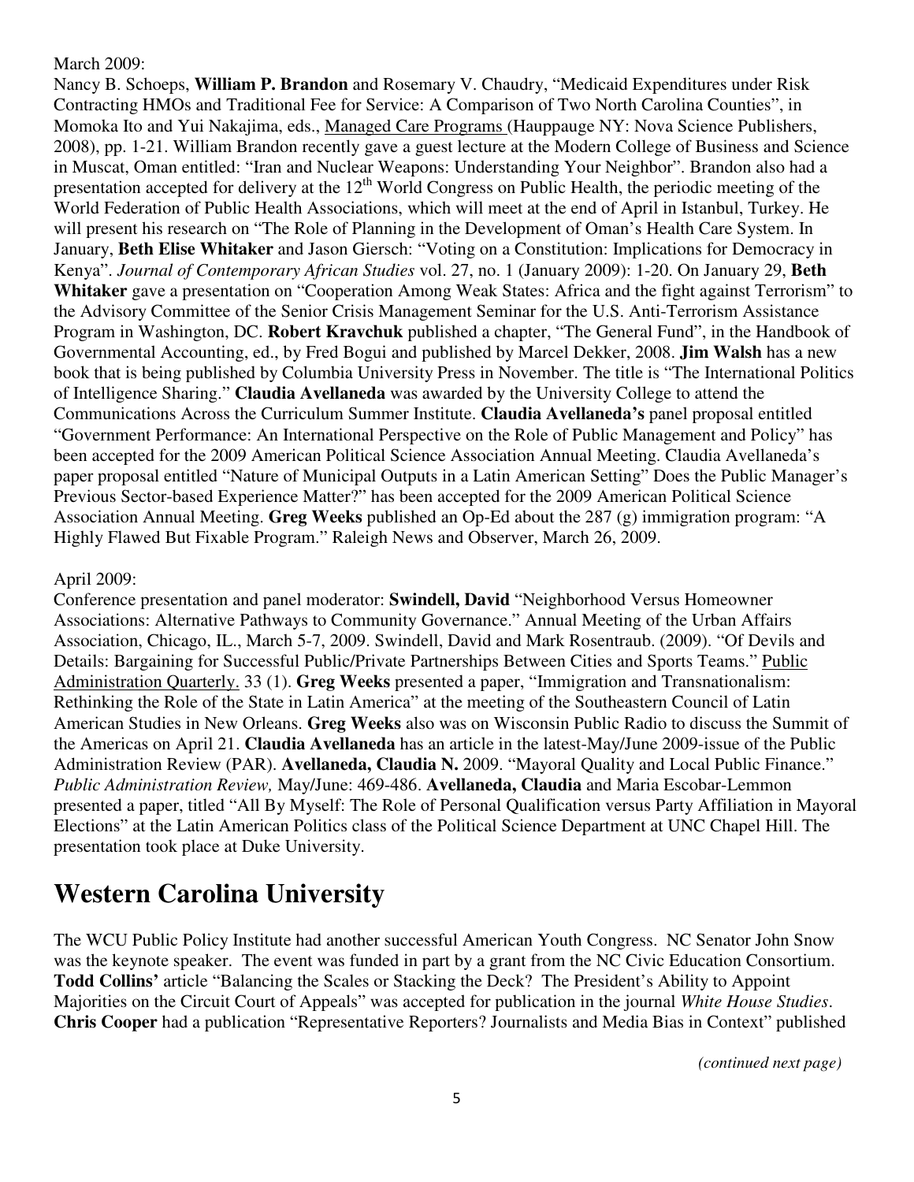March 2009:

Nancy B. Schoeps, **William P. Brandon** and Rosemary V. Chaudry, "Medicaid Expenditures under Risk Contracting HMOs and Traditional Fee for Service: A Comparison of Two North Carolina Counties", in Momoka Ito and Yui Nakajima, eds., Managed Care Programs (Hauppauge NY: Nova Science Publishers, 2008), pp. 1-21. William Brandon recently gave a guest lecture at the Modern College of Business and Science in Muscat, Oman entitled: "Iran and Nuclear Weapons: Understanding Your Neighbor". Brandon also had a presentation accepted for delivery at the 12th World Congress on Public Health, the periodic meeting of the World Federation of Public Health Associations, which will meet at the end of April in Istanbul, Turkey. He will present his research on "The Role of Planning in the Development of Oman's Health Care System. In January, **Beth Elise Whitaker** and Jason Giersch: "Voting on a Constitution: Implications for Democracy in Kenya". *Journal of Contemporary African Studies* vol. 27, no. 1 (January 2009): 1-20. On January 29, **Beth Whitaker** gave a presentation on "Cooperation Among Weak States: Africa and the fight against Terrorism" to the Advisory Committee of the Senior Crisis Management Seminar for the U.S. Anti-Terrorism Assistance Program in Washington, DC. **Robert Kravchuk** published a chapter, "The General Fund", in the Handbook of Governmental Accounting, ed., by Fred Bogui and published by Marcel Dekker, 2008. **Jim Walsh** has a new book that is being published by Columbia University Press in November. The title is "The International Politics of Intelligence Sharing." **Claudia Avellaneda** was awarded by the University College to attend the Communications Across the Curriculum Summer Institute. **Claudia Avellaneda's** panel proposal entitled "Government Performance: An International Perspective on the Role of Public Management and Policy" has been accepted for the 2009 American Political Science Association Annual Meeting. Claudia Avellaneda's paper proposal entitled "Nature of Municipal Outputs in a Latin American Setting" Does the Public Manager's Previous Sector-based Experience Matter?" has been accepted for the 2009 American Political Science Association Annual Meeting. **Greg Weeks** published an Op-Ed about the 287 (g) immigration program: "A Highly Flawed But Fixable Program." Raleigh News and Observer, March 26, 2009.

April 2009:

Conference presentation and panel moderator: **Swindell, David** "Neighborhood Versus Homeowner Associations: Alternative Pathways to Community Governance." Annual Meeting of the Urban Affairs Association, Chicago, IL., March 5-7, 2009. Swindell, David and Mark Rosentraub. (2009). "Of Devils and Details: Bargaining for Successful Public/Private Partnerships Between Cities and Sports Teams." Public Administration Quarterly. 33 (1). **Greg Weeks** presented a paper, "Immigration and Transnationalism: Rethinking the Role of the State in Latin America" at the meeting of the Southeastern Council of Latin American Studies in New Orleans. **Greg Weeks** also was on Wisconsin Public Radio to discuss the Summit of the Americas on April 21. **Claudia Avellaneda** has an article in the latest-May/June 2009-issue of the Public Administration Review (PAR). **Avellaneda, Claudia N.** 2009. "Mayoral Quality and Local Public Finance." *Public Administration Review,* May/June: 469-486. **Avellaneda, Claudia** and Maria Escobar-Lemmon presented a paper, titled "All By Myself: The Role of Personal Qualification versus Party Affiliation in Mayoral Elections" at the Latin American Politics class of the Political Science Department at UNC Chapel Hill. The presentation took place at Duke University.

# Western Carolina University

The WCU Public Policy Institute had another successful American Youth Congress. NC Senator John Snow was the keynote speaker. The event was funded in part by a grant from the NC Civic Education Consortium. **Todd Collins'** article "Balancing the Scales or Stacking the Deck? The President's Ability to Appoint Majorities on the Circuit Court of Appeals" was accepted for publication in the journal *White House Studies*. **Chris Cooper** had a publication "Representative Reporters? Journalists and Media Bias in Context" published

*(continued next page)*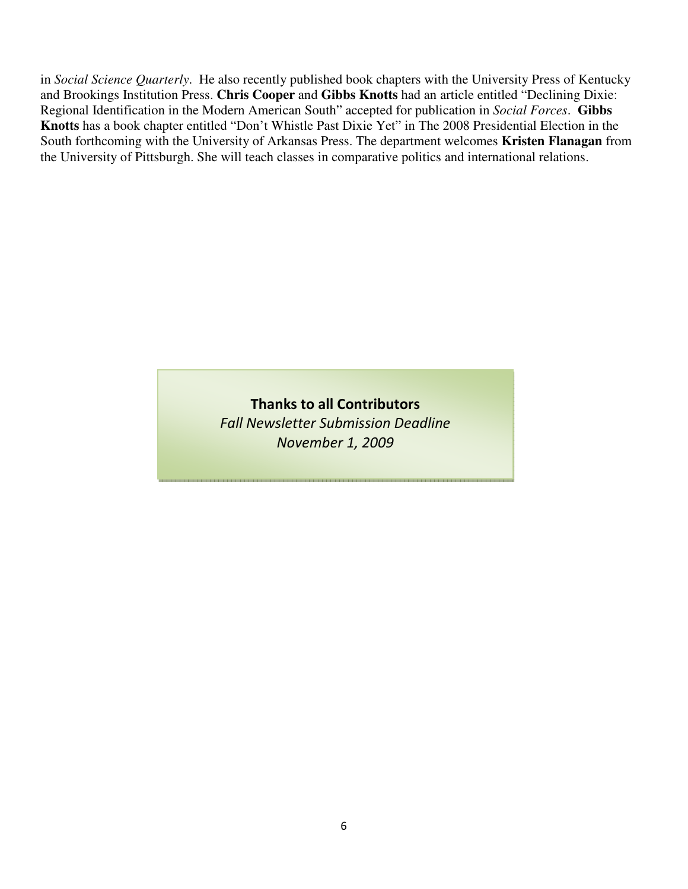in *Social Science Quarterly*. He also recently published book chapters with the University Press of Kentucky and Brookings Institution Press. **Chris Cooper** and **Gibbs Knotts** had an article entitled "Declining Dixie: Regional Identification in the Modern American South" accepted for publication in *Social Forces*. **Gibbs Knotts** has a book chapter entitled "Don't Whistle Past Dixie Yet" in The 2008 Presidential Election in the South forthcoming with the University of Arkansas Press. The department welcomes **Kristen Flanagan** from the University of Pittsburgh. She will teach classes in comparative politics and international relations.

**Thanks to all Contributors**

*Fall Newsletter Submission Deadline*

*November 1, 2009*